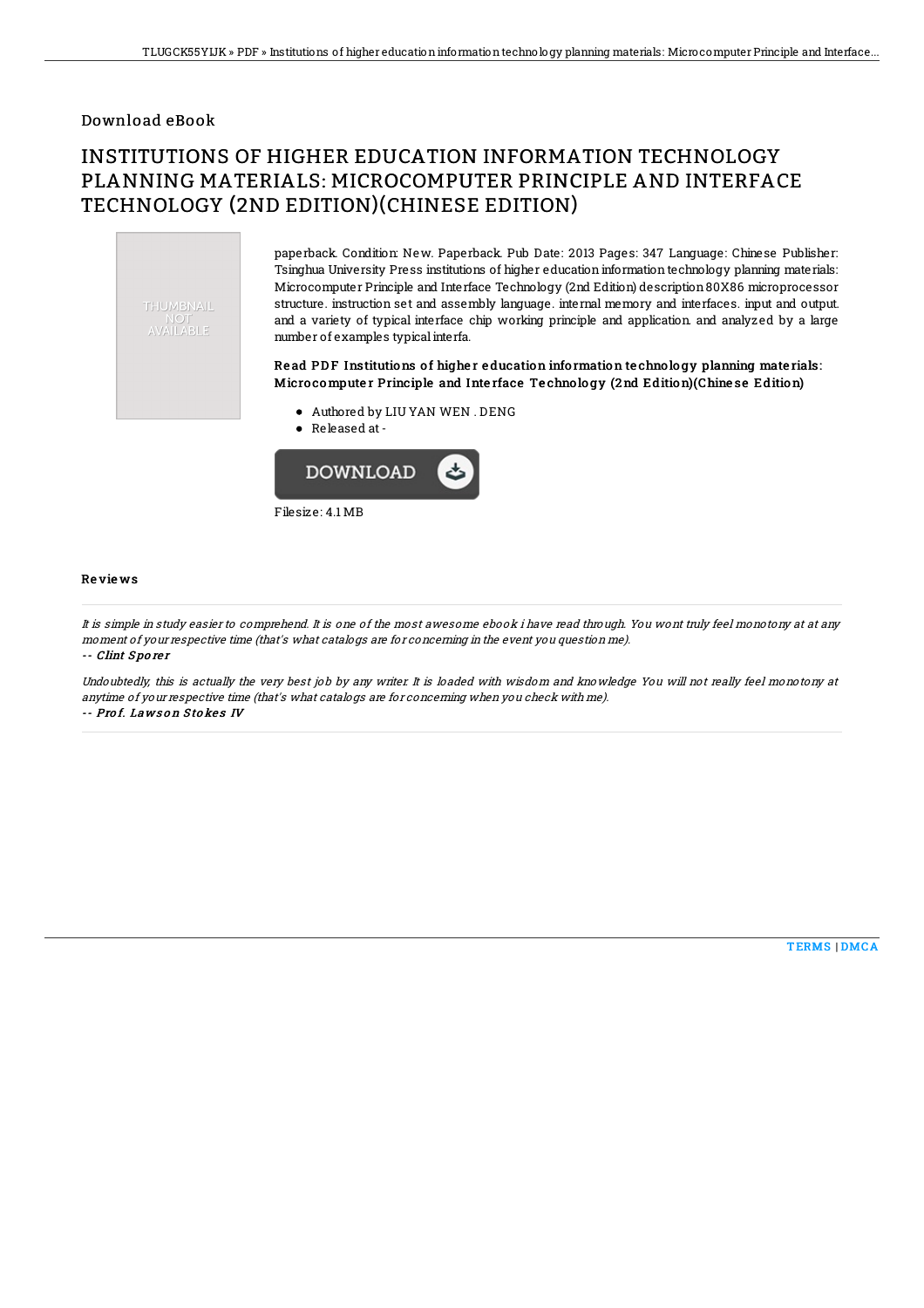Download eBook

# INSTITUTIONS OF HIGHER EDUCATION INFORMATION TECHNOLOGY PLANNING MATERIALS: MICROCOMPUTER PRINCIPLE AND INTERFACE TECHNOLOGY (2ND EDITION)(CHINESE EDITION)

THUMBNAIL NOT AVAILABLE

paperback. Condition: New. Paperback. Pub Date: 2013 Pages: 347 Language: Chinese Publisher: Tsinghua University Press institutions of higher education information technology planning materials: Microcomputer Principle and Interface Technology (2nd Edition) description 80X86 microprocessor structure. instruction set and assembly language. internal memory and interfaces. input and output. and a variety of typical interface chip working principle and application. and analyzed by a large number of examples typical interfa.

**Read PDF Institutions of higher education information technology planning materials: Microcomputer Principle and Interface Technology (2nd Edition)(Chinese Edition)**

- Authored by LIU YAN WEN . DENG
- Released at -

DOWNLOAD

Filesize: 4.1 MB

## Reviews

*It is simple in study easier to comprehend. It is one of the most awesome ebook i have read through. You wont truly feel monotony at at any moment of your respective time (that's what catalogs are for concerning in the event you question me).*

*-- Clint Sporer*

*Undoubtedly, this is actually the very best job by any writer. It is loaded with wisdom and knowledge You will not really feel monotony at anytime of your respective time (that's what catalogs are for concerning when you check with me).*

*-- Prof. Lawson Stokes IV*

TERMS | DMCA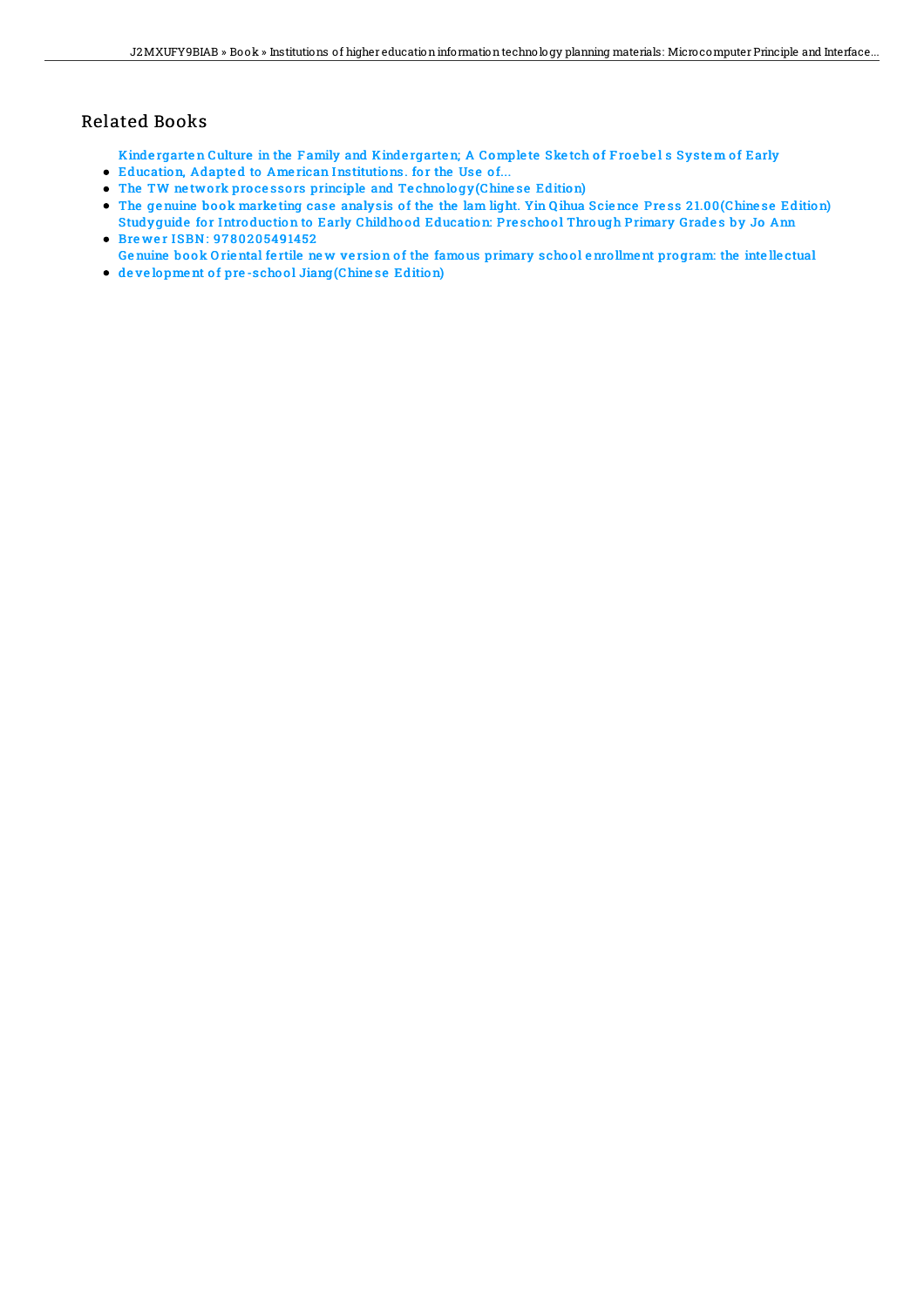## Related Books

- Kindergarten Culture in the Family and Kindergarten; A Complete Sketch of Froebel s System of Early Education, Adapted to American Institutions. for the Use of...
- The TW network processors principle and Technology(Chinese Edition)
- The genuine book marketing case analysis of the the lam light. Yin Qihua Science Press 21.00(Chinese Edition)
- Studyguide for Introduction to Early Childhood Education: Preschool Through Primary Grades by Jo Ann Brewer ISBN: 9780205491452
- Genuine book Oriental fertile new version of the famous primary school enrollment program: the intellectual development of pre-school Jiang(Chinese Edition)